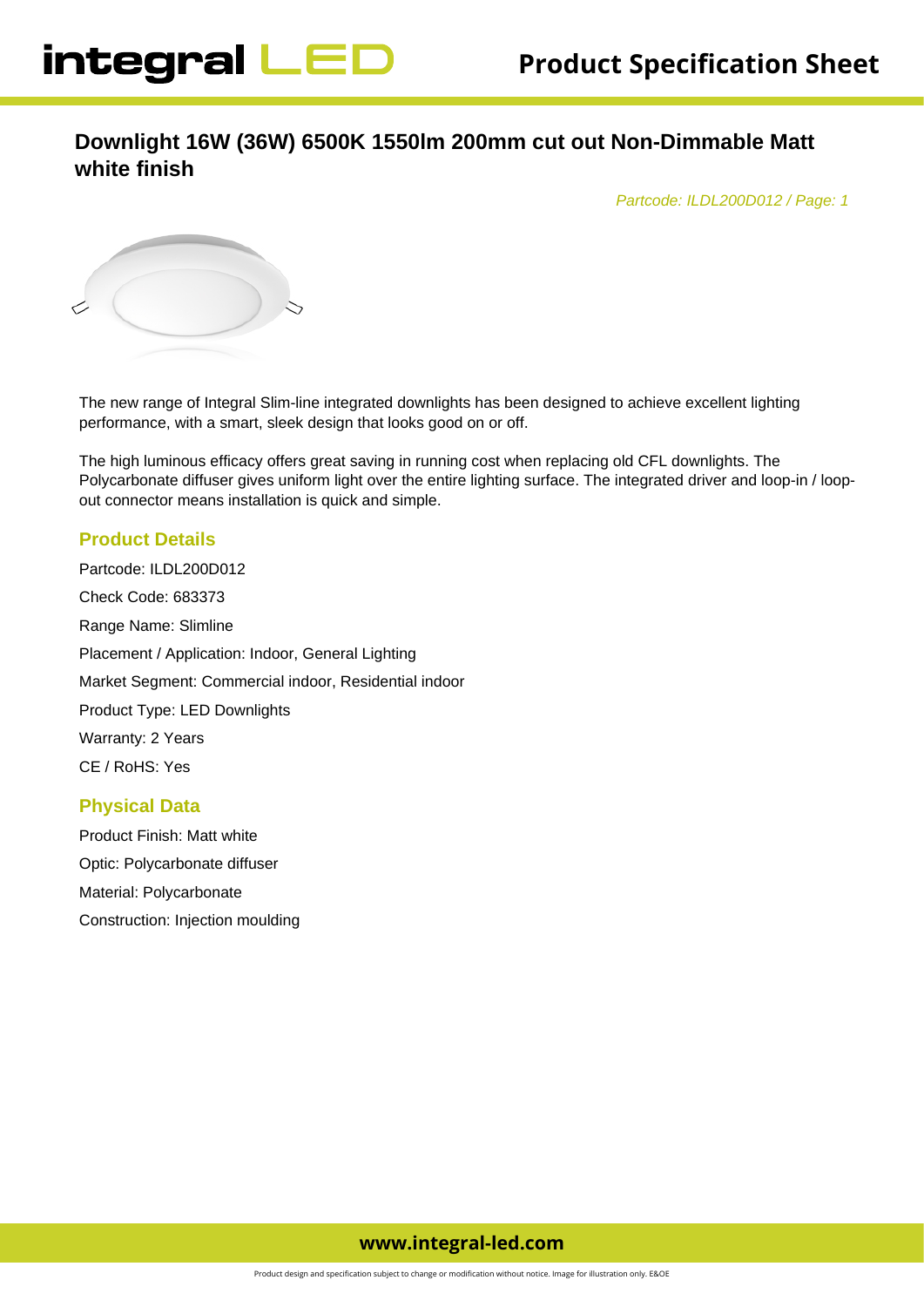# Downlight 16W (36W) 6500K 1550lm 200mm cut out Non-Dimmable Matt white finish

*Partcode: ILDL200D012 / Page: 1*

The new range of Integral Slim-line integrated downlights has been designed to achieve excellent lighting performance, with a smart, sleek design that looks good on or off.

The high luminous efficacy offers great saving in running cost when replacing old CFL downlights. The Polycarbonate diffuser gives uniform light over the entire lighting surface. The integrated driver and loop-in / loop-out connector means installation is quick and simple.

## Product Details

Partcode: ILDL200D012

Check Code: 683373

Range Name: Slimline

Placement / Application: Indoor, General Lighting

Market Segment: Commercial indoor, Residential indoor

Product Type: LED Downlights

Warranty: 2 Years

CE / RoHS: Yes

## Physical Data

Product Finish: Matt white

Optic: Polycarbonate diffuser

Material: Polycarbonate

Construction: Injection moulding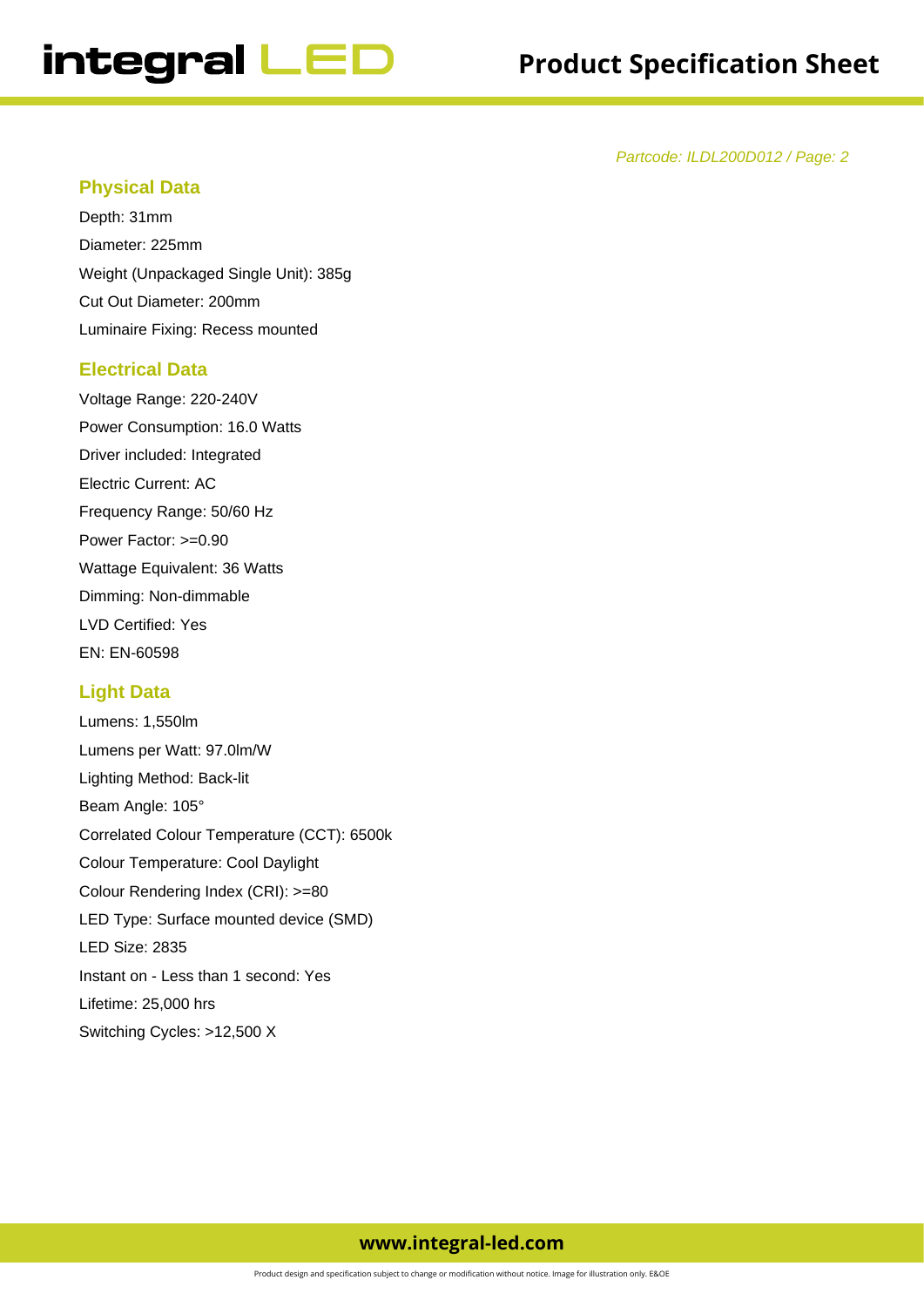*Partcode: ILDL200D012 / Page: 2*

## Physical Data

Depth: 31mm

Diameter: 225mm

Weight (Unpackaged Single Unit): 385g

Cut Out Diameter: 200mm

Luminaire Fixing: Recess mounted

## Electrical Data

Voltage Range: 220-240V

Power Consumption: 16.0 Watts

Driver included: Integrated

Electric Current: AC

Frequency Range: 50/60 Hz

Power Factor: >=0.90

Wattage Equivalent: 36 Watts

Dimming: Non-dimmable

LVD Certified: Yes

EN: EN-60598

## Light Data

Lumens: 1,550lm

Lumens per Watt: 97.0lm/W

Lighting Method: Back-lit

Beam Angle: 105°

Correlated Colour Temperature (CCT): 6500k

Colour Temperature: Cool Daylight

Colour Rendering Index (CRI): >=80

LED Type: Surface mounted device (SMD)

LED Size: 2835

Instant on - Less than 1 second: Yes

Lifetime: 25,000 hrs

Switching Cycles: >12,500 X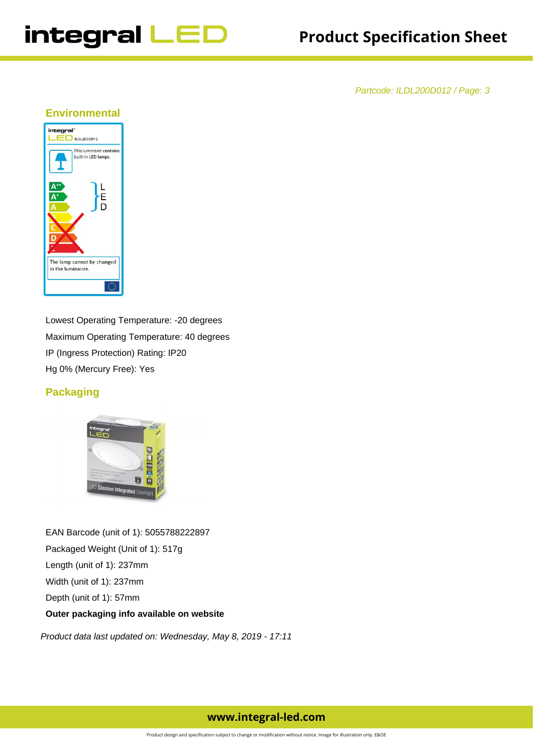*Partcode: ILDL200D012 / Page: 3*

## Environmental

Lowest Operating Temperature: -20 degrees

Maximum Operating Temperature: 40 degrees

IP (Ingress Protection) Rating: IP20

Hg 0% (Mercury Free): Yes

## Packaging

EAN Barcode (unit of 1): 5055788222897

Packaged Weight (Unit of 1): 517g

Length (unit of 1): 237mm

Width (unit of 1): 237mm

Depth (unit of 1): 57mm

**Outer packaging info available on website**

*Product data last updated on: Wednesday, May 8, 2019 - 17:11*

Product design and specification subject to change or modification without notice. Image for illustration only. E&OE